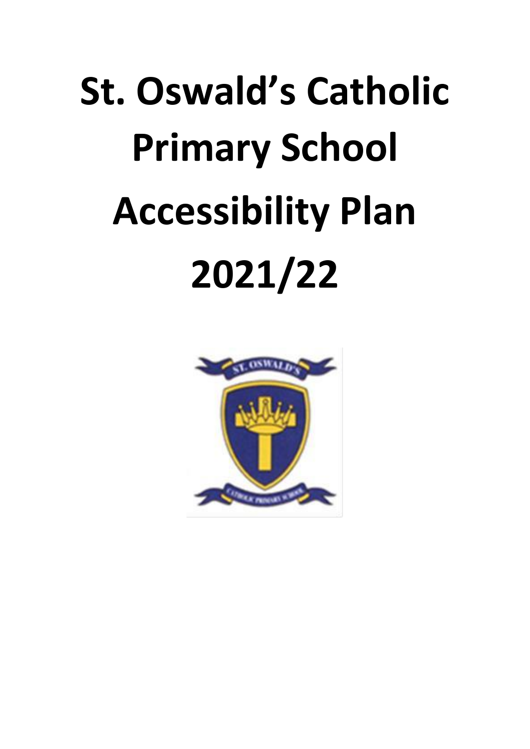# St. Oswald's Catholic Primary School Accessibility Plan 2021/22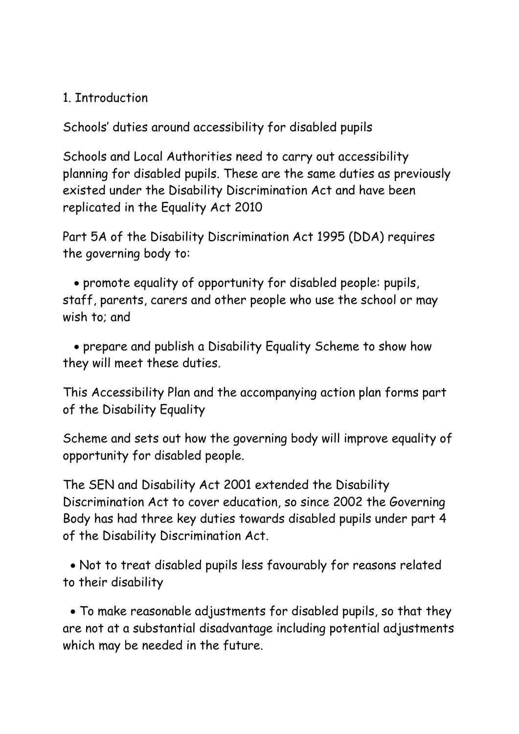## 1. Introduction

### Schools' duties around accessibility for disabled pupils

Schools and Local Authorities need to carry out accessibility planning for disabled pupils. These are the same duties as previously existed under the Disability Discrimination Act and have been replicated in the Equality Act 2010

Part 5A of the Disability Discrimination Act 1995 (DDA) requires the governing body to:

- promote equality of opportunity for disabled people: pupils, staff, parents, carers and other people who use the school or may wish to; and
- prepare and publish a Disability Equality Scheme to show how they will meet these duties.

This Accessibility Plan and the accompanying action plan forms part of the Disability Equality

Scheme and sets out how the governing body will improve equality of opportunity for disabled people.

The SEN and Disability Act 2001 extended the Disability Discrimination Act to cover education, so since 2002 the Governing Body has had three key duties towards disabled pupils under part 4 of the Disability Discrimination Act.

- Not to treat disabled pupils less favourably for reasons related to their disability
- To make reasonable adjustments for disabled pupils, so that they are not at a substantial disadvantage including potential adjustments which may be needed in the future.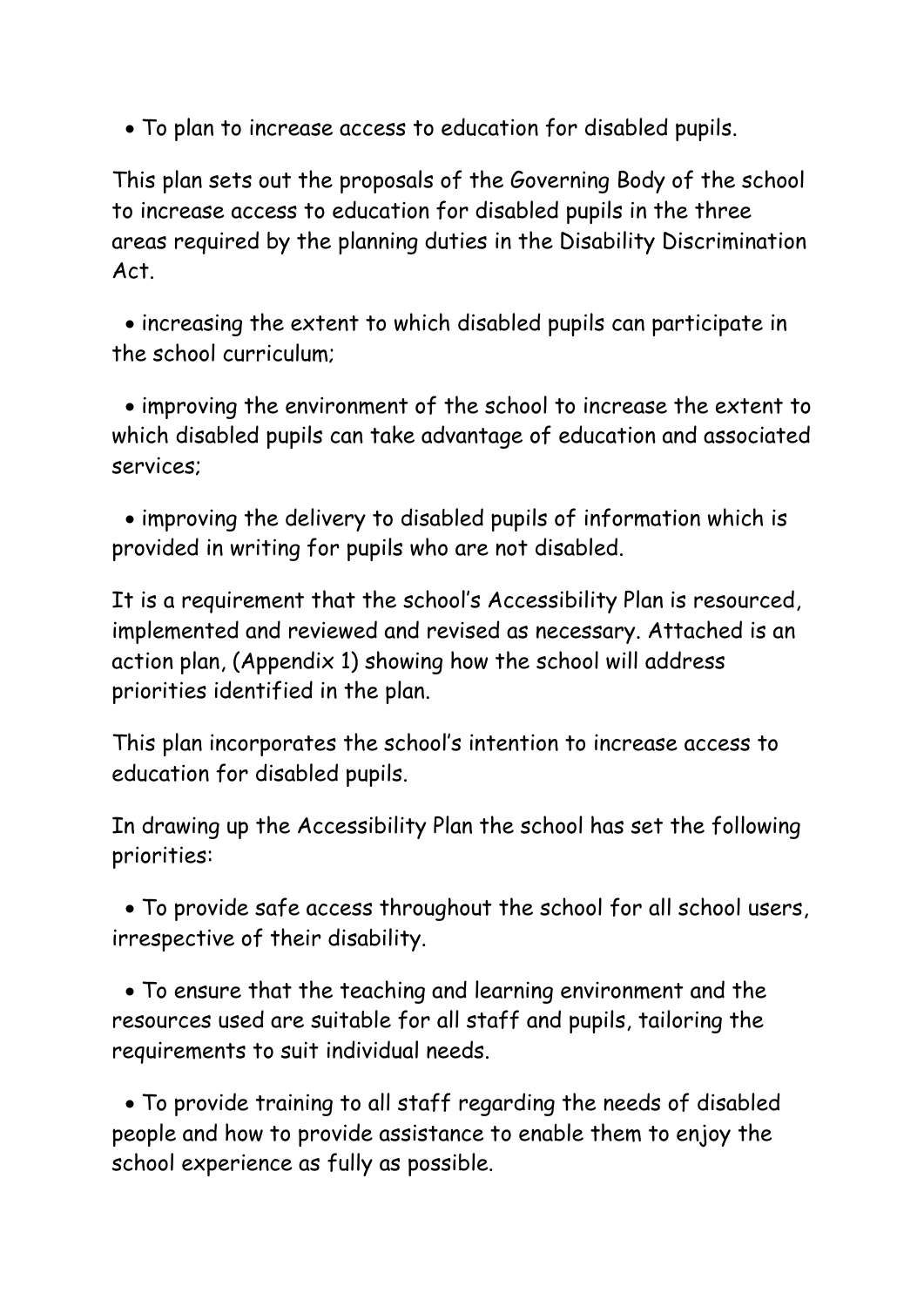- To plan to increase access to education for disabled pupils.

This plan sets out the proposals of the Governing Body of the school to increase access to education for disabled pupils in the three areas required by the planning duties in the Disability Discrimination Act.

- increasing the extent to which disabled pupils can participate in the school curriculum;
- improving the environment of the school to increase the extent to which disabled pupils can take advantage of education and associated services;
- improving the delivery to disabled pupils of information which is provided in writing for pupils who are not disabled.

It is a requirement that the school's Accessibility Plan is resourced, implemented and reviewed and revised as necessary. Attached is an action plan, (Appendix 1) showing how the school will address priorities identified in the plan.

This plan incorporates the school's intention to increase access to education for disabled pupils.

In drawing up the Accessibility Plan the school has set the following priorities:

- To provide safe access throughout the school for all school users, irrespective of their disability.
- To ensure that the teaching and learning environment and the resources used are suitable for all staff and pupils, tailoring the requirements to suit individual needs.
- To provide training to all staff regarding the needs of disabled people and how to provide assistance to enable them to enjoy the school experience as fully as possible.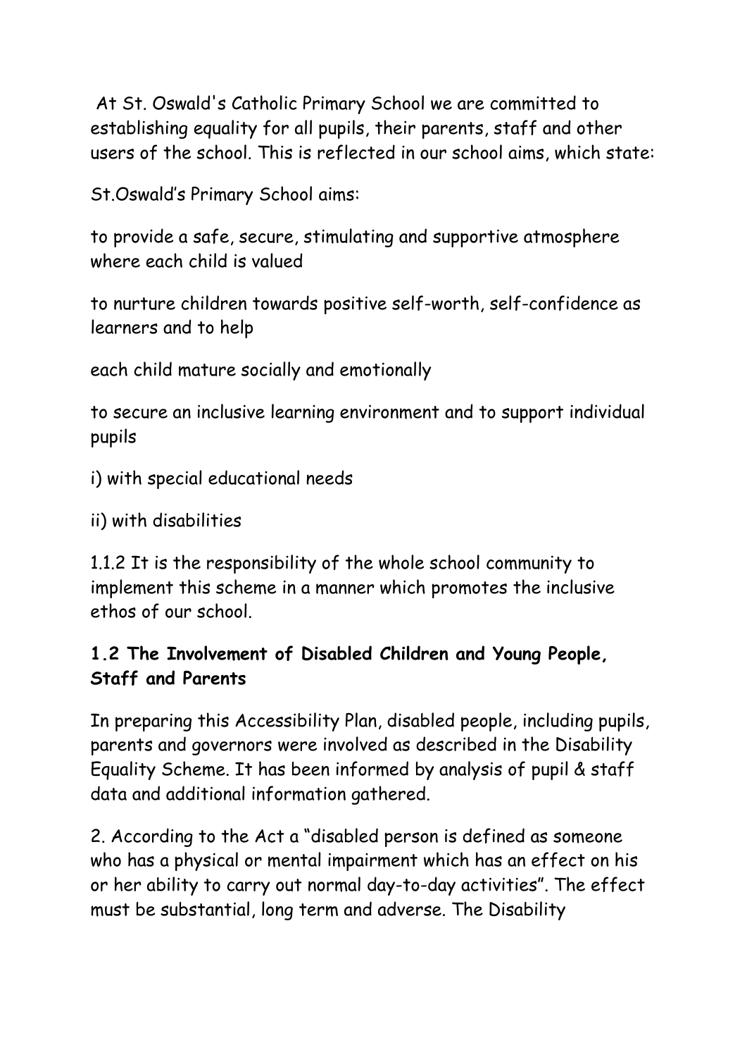At St. Oswald's Catholic Primary School we are committed to establishing equality for all pupils, their parents, staff and other users of the school. This is reflected in our school aims, which state:

St.Oswald's Primary School aims:

to provide a safe, secure, stimulating and supportive atmosphere where each child is valued

to nurture children towards positive self-worth, self-confidence as learners and to help

each child mature socially and emotionally

to secure an inclusive learning environment and to support individual pupils

i) with special educational needs

ii) with disabilities

1.1.2 It is the responsibility of the whole school community to implement this scheme in a manner which promotes the inclusive ethos of our school.

### 1.2 The Involvement of Disabled Children and Young People, Staff and Parents

In preparing this Accessibility Plan, disabled people, including pupils, parents and governors were involved as described in the Disability Equality Scheme. It has been informed by analysis of pupil & staff data and additional information gathered.

2. According to the Act a "disabled person is defined as someone who has a physical or mental impairment which has an effect on his or her ability to carry out normal day-to-day activities". The effect must be substantial, long term and adverse. The Disability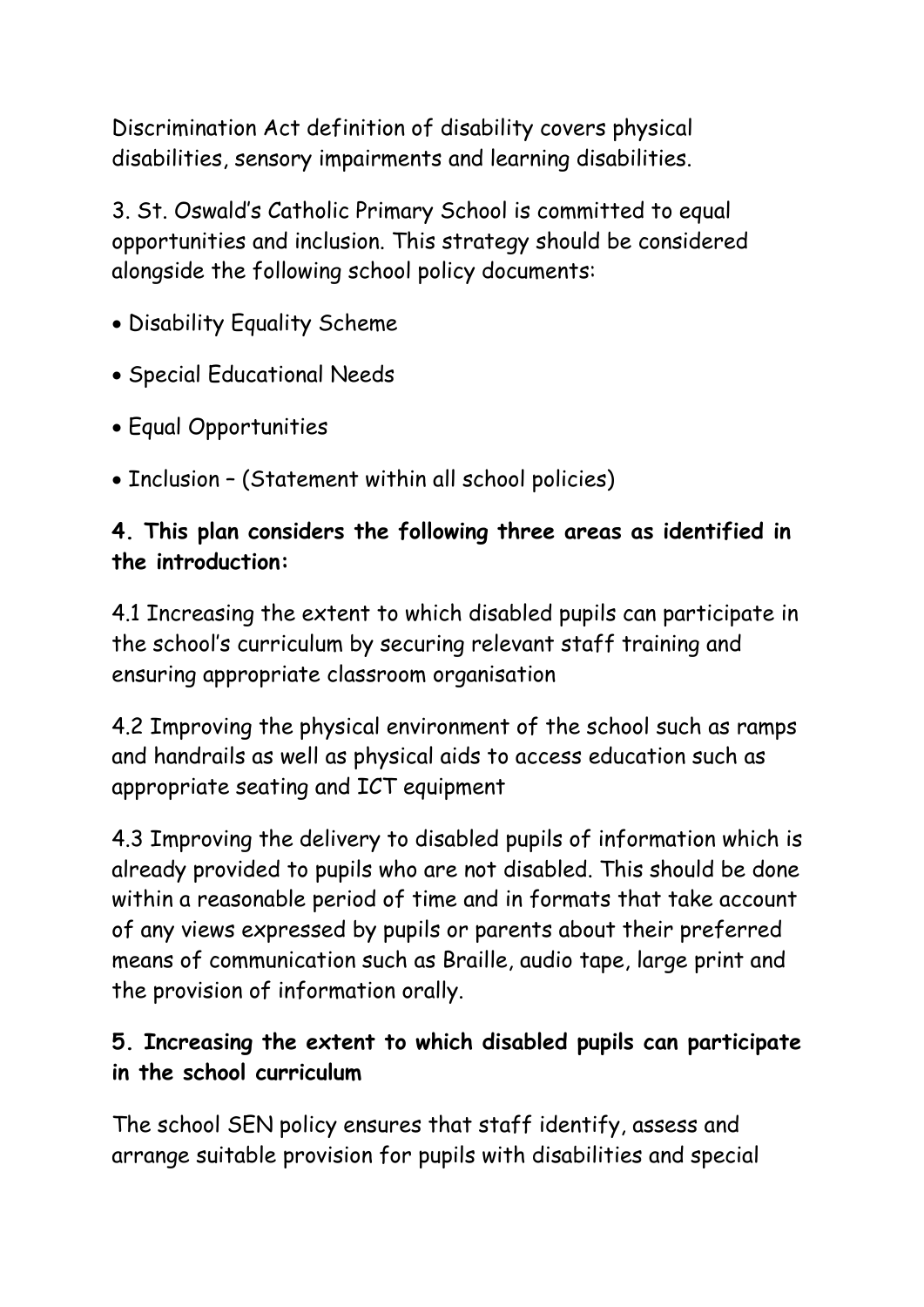Discrimination Act definition of disability covers physical disabilities, sensory impairments and learning disabilities.

3. St. Oswald's Catholic Primary School is committed to equal opportunities and inclusion. This strategy should be considered alongside the following school policy documents:

- Disability Equality Scheme
- Special Educational Needs
- Equal Opportunities
- Inclusion – (Statement within all school policies)

**4. This plan considers the following three areas as identified in the introduction:**

4.1 Increasing the extent to which disabled pupils can participate in the school's curriculum by securing relevant staff training and ensuring appropriate classroom organisation

4.2 Improving the physical environment of the school such as ramps and handrails as well as physical aids to access education such as appropriate seating and ICT equipment

4.3 Improving the delivery to disabled pupils of information which is already provided to pupils who are not disabled. This should be done within a reasonable period of time and in formats that take account of any views expressed by pupils or parents about their preferred means of communication such as Braille, audio tape, large print and the provision of information orally.

**5. Increasing the extent to which disabled pupils can participate in the school curriculum**

The school SEN policy ensures that staff identify, assess and arrange suitable provision for pupils with disabilities and special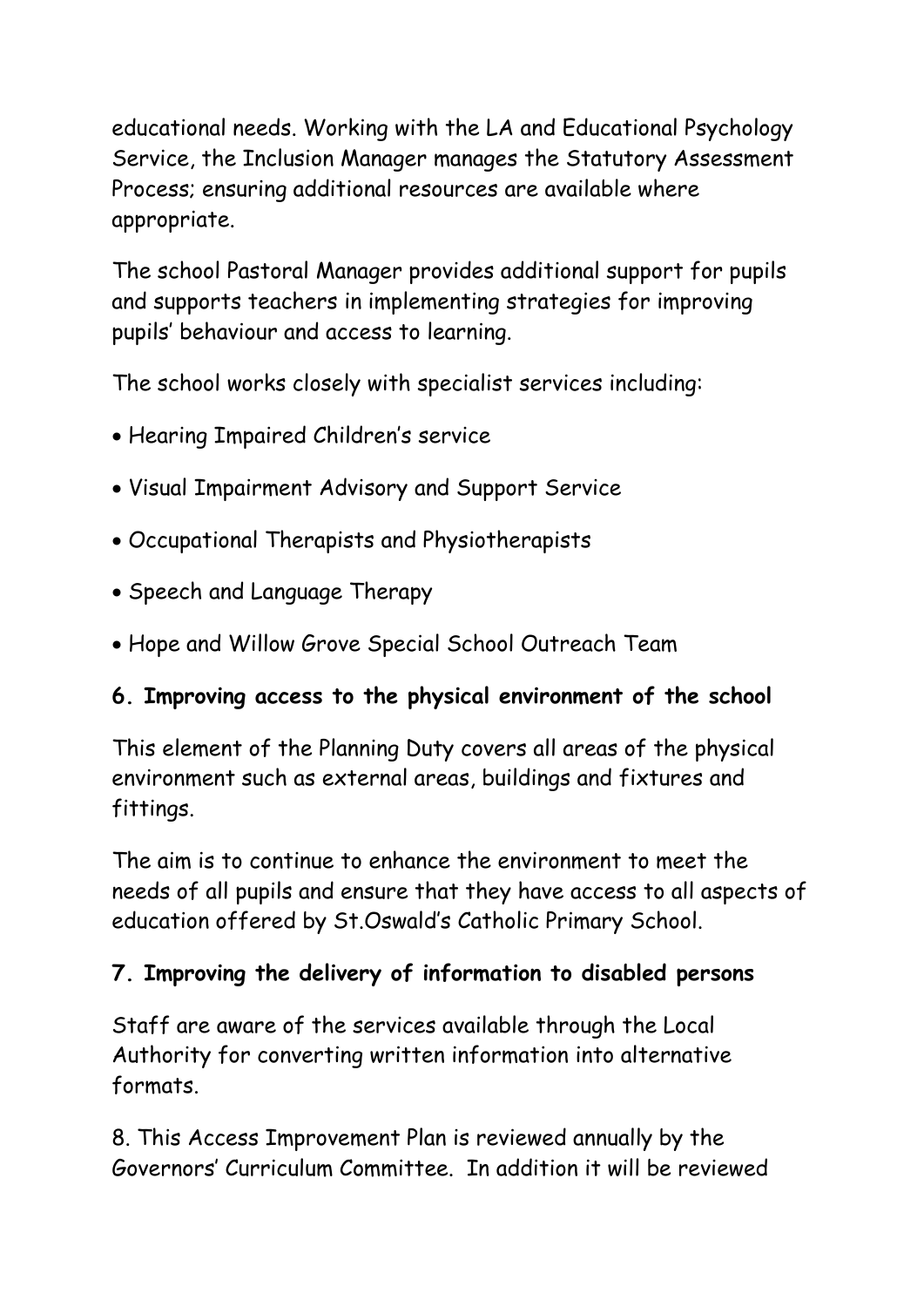educational needs. Working with the LA and Educational Psychology Service, the Inclusion Manager manages the Statutory Assessment Process; ensuring additional resources are available where appropriate.

The school Pastoral Manager provides additional support for pupils and supports teachers in implementing strategies for improving pupils' behaviour and access to learning.

The school works closely with specialist services including:

- Hearing Impaired Children's service
- Visual Impairment Advisory and Support Service
- Occupational Therapists and Physiotherapists
- Speech and Language Therapy
- Hope and Willow Grove Special School Outreach Team

### 6. Improving access to the physical environment of the school

This element of the Planning Duty covers all areas of the physical environment such as external areas, buildings and fixtures and fittings.

The aim is to continue to enhance the environment to meet the needs of all pupils and ensure that they have access to all aspects of education offered by St.Oswald's Catholic Primary School.

### 7. Improving the delivery of information to disabled persons

Staff are aware of the services available through the Local Authority for converting written information into alternative formats.

8. This Access Improvement Plan is reviewed annually by the Governors' Curriculum Committee. In addition it will be reviewed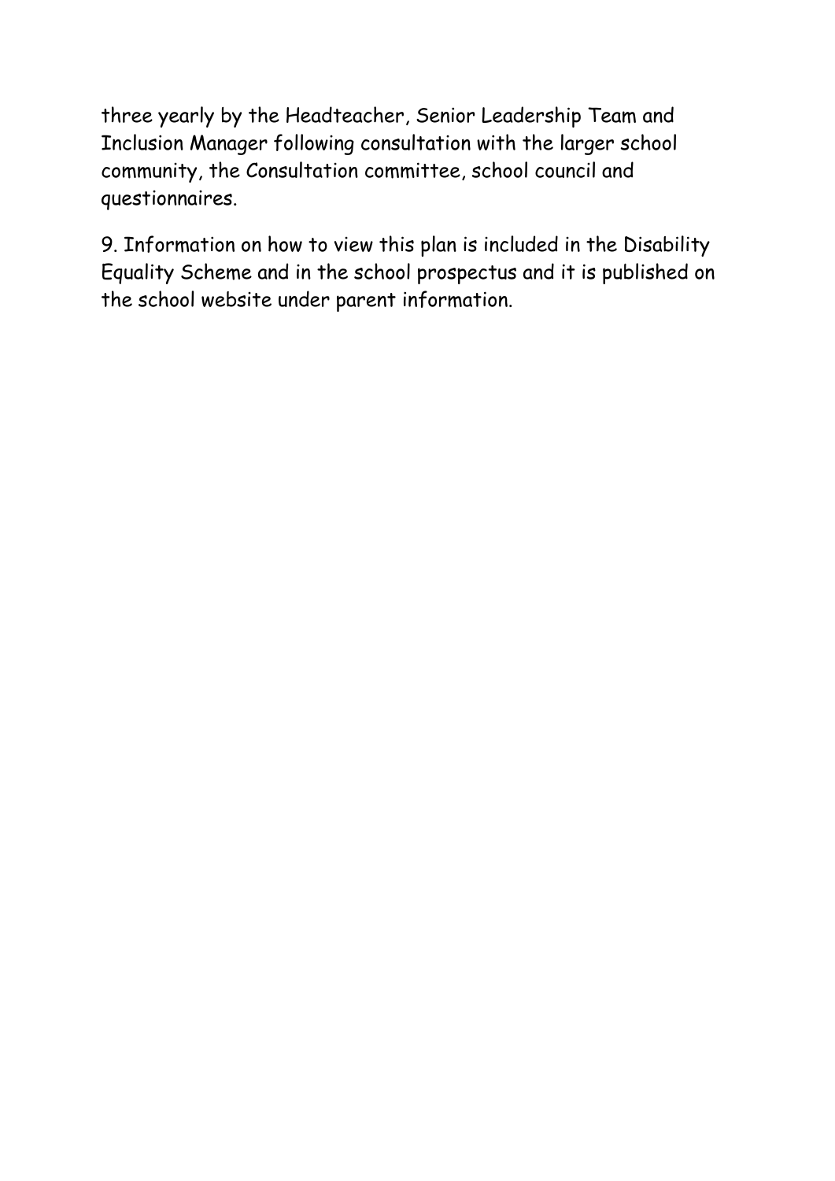three yearly by the Headteacher, Senior Leadership Team and Inclusion Manager following consultation with the larger school community, the Consultation committee, school council and questionnaires.

9. Information on how to view this plan is included in the Disability Equality Scheme and in the school prospectus and it is published on the school website under parent information.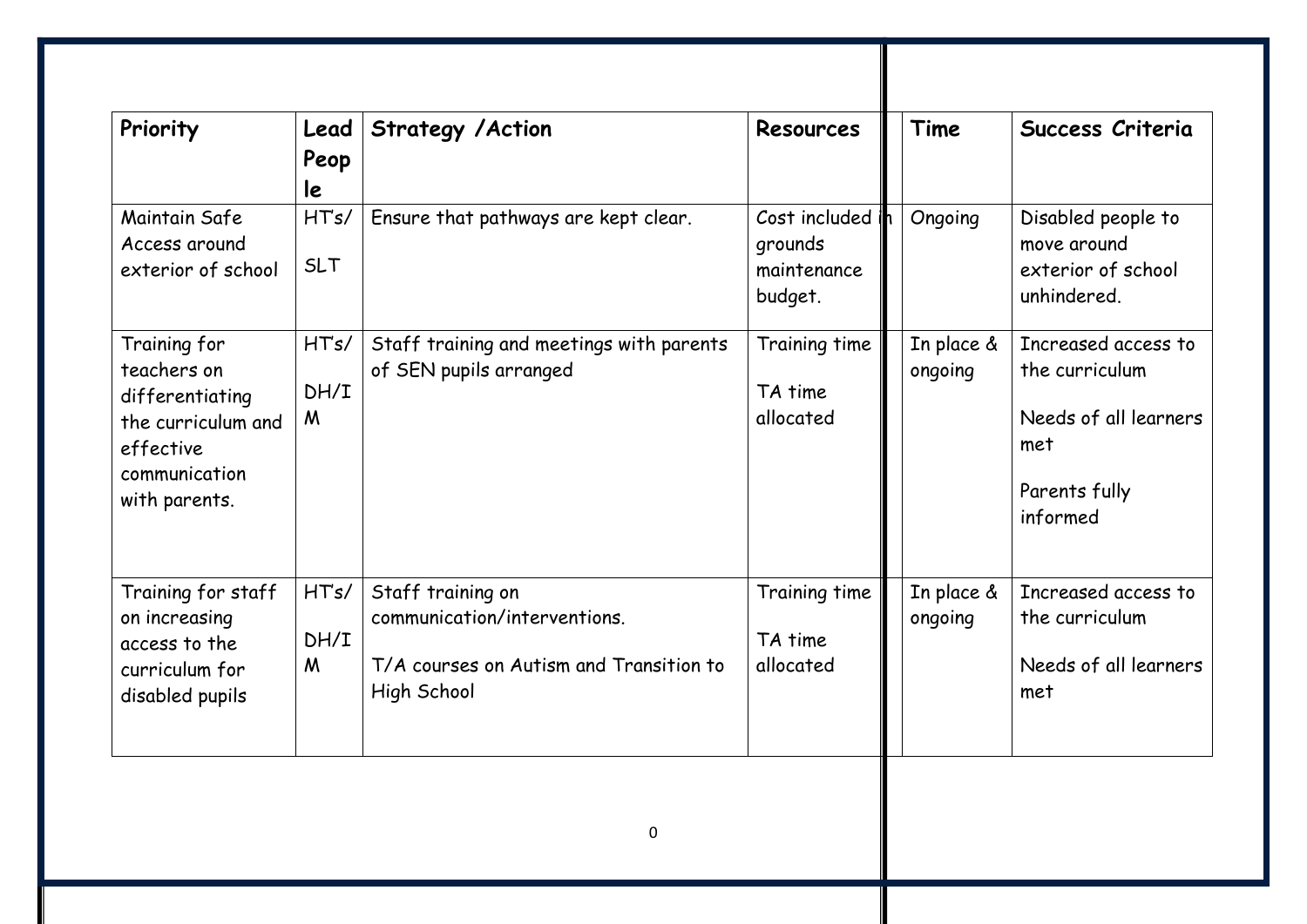| Priority | Lead People | Strategy /Action | Resources | Time | Success Criteria |
|---|---|---|---|---|---|
| Maintain Safe Access around exterior of school | HT's/ SLT | Ensure that pathways are kept clear. | Cost included in grounds maintenance budget. | Ongoing | Disabled people to move around exterior of school unhindered. |
| Training for teachers on differentiating the curriculum and effective communication with parents. | HT's/ DH/IM | Staff training and meetings with parents of SEN pupils arranged | Training time<br>TA time allocated | In place & ongoing | Increased access to the curriculum<br>Needs of all learners met<br>Parents fully informed |
| Training for staff on increasing access to the curriculum for disabled pupils | HT's/ DH/IM | Staff training on communication/interventions.<br>T/A courses on Autism and Transition to High School | Training time<br>TA time allocated | In place & ongoing | Increased access to the curriculum<br>Needs of all learners met |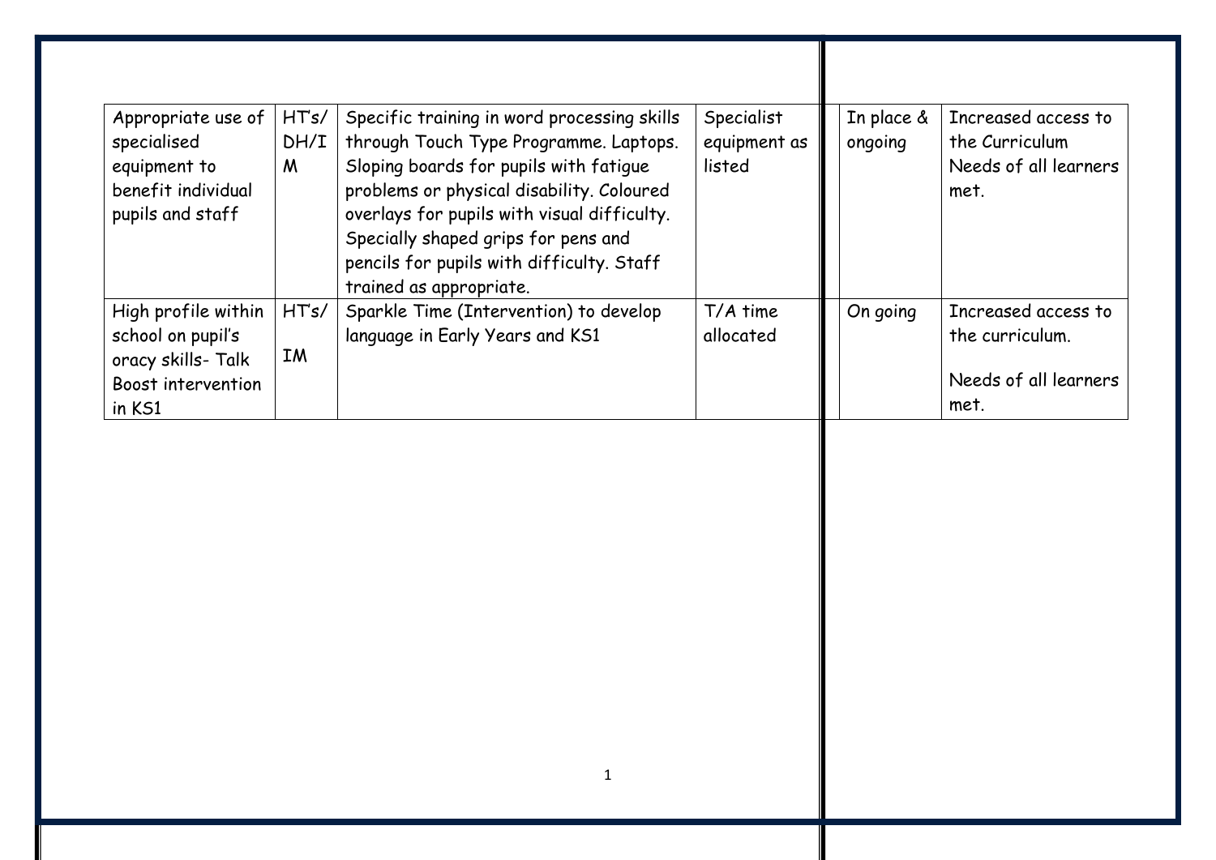| | | | | | | |
|---|---|---|---|---|---|---|
| Appropriate use of specialised equipment to benefit individual pupils and staff | HT's/ DH/IM | Specific training in word processing skills through Touch Type Programme. Laptops. Sloping boards for pupils with fatigue problems or physical disability. Coloured overlays for pupils with visual difficulty. Specially shaped grips for pens and pencils for pupils with difficulty. Staff trained as appropriate. | Specialist equipment as listed | | In place & ongoing | Increased access to the Curriculum Needs of all learners met. |
| High profile within school on pupil's oracy skills- Talk Boost intervention in KS1 | HT's/ IM | Sparkle Time (Intervention) to develop language in Early Years and KS1 | T/A time allocated | | On going | Increased access to the curriculum. Needs of all learners met. |